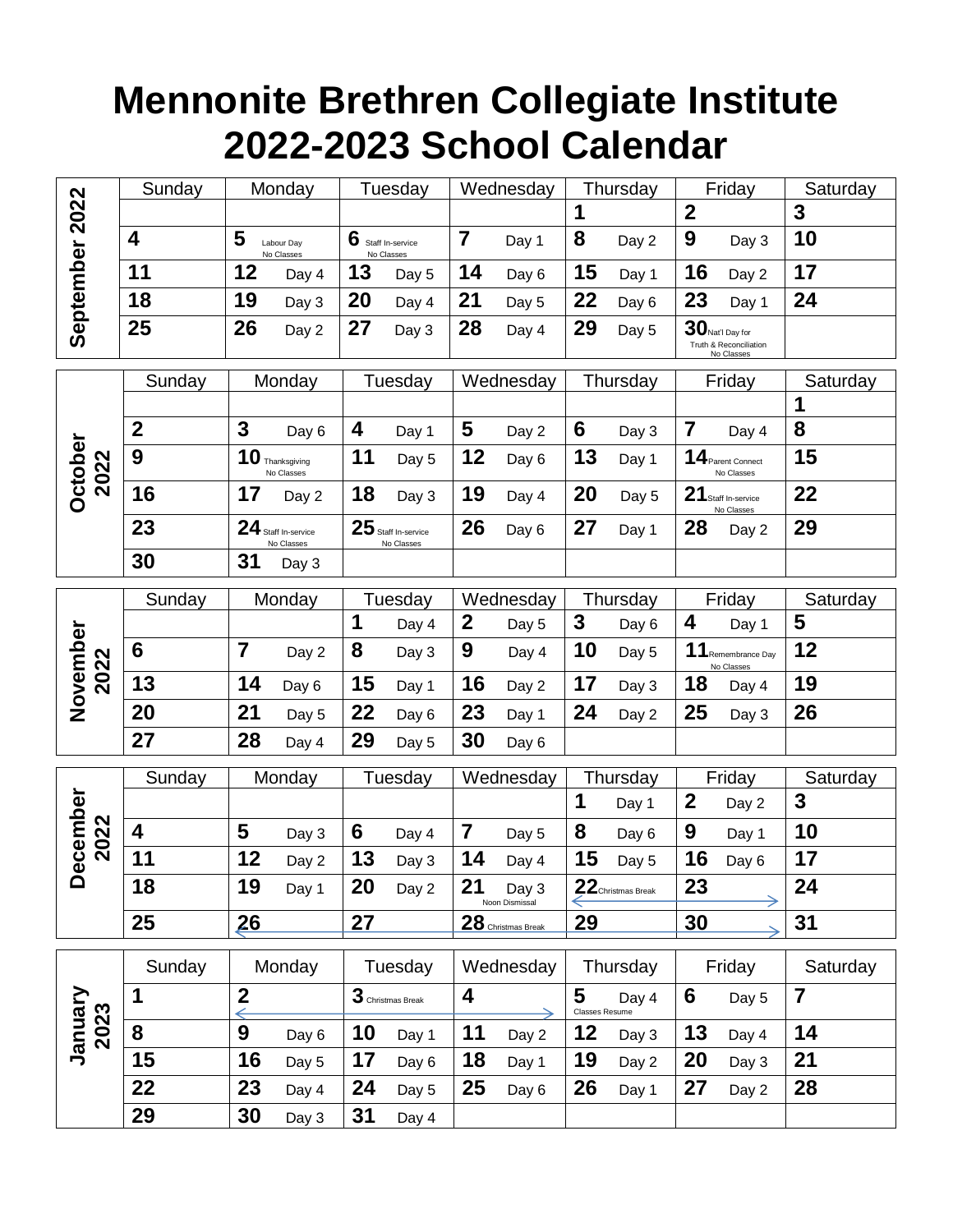# Mennonite Brethren Collegiate Institute
# 2022-2023 School Calendar

## September 2022

| Sunday | Monday | Tuesday | Wednesday | Thursday | Friday | Saturday |
|---|---|---|---|---|---|---|
| | | | | 1 | 2 | 3 |
| 4 | 5 Labour Day No Classes | 6 Staff In-service No Classes | 7 Day 1 | 8 Day 2 | 9 Day 3 | 10 |
| 11 | 12 Day 4 | 13 Day 5 | 14 Day 6 | 15 Day 1 | 16 Day 2 | 17 |
| 18 | 19 Day 3 | 20 Day 4 | 21 Day 5 | 22 Day 6 | 23 Day 1 | 24 |
| 25 | 26 Day 2 | 27 Day 3 | 28 Day 4 | 29 Day 5 | 30 Nat'l Day for Truth & Reconciliation No Classes | |

## October 2022

| Sunday | Monday | Tuesday | Wednesday | Thursday | Friday | Saturday |
|---|---|---|---|---|---|---|
| | | | | | | 1 |
| 2 | 3 Day 6 | 4 Day 1 | 5 Day 2 | 6 Day 3 | 7 Day 4 | 8 |
| 9 | 10 Thanksgiving No Classes | 11 Day 5 | 12 Day 6 | 13 Day 1 | 14 Parent Connect No Classes | 15 |
| 16 | 17 Day 2 | 18 Day 3 | 19 Day 4 | 20 Day 5 | 21 Staff In-service No Classes | 22 |
| 23 | 24 Staff In-service No Classes | 25 Staff In-service No Classes | 26 Day 6 | 27 Day 1 | 28 Day 2 | 29 |
| 30 | 31 Day 3 | | | | | |

## November 2022

| Sunday | Monday | Tuesday | Wednesday | Thursday | Friday | Saturday |
|---|---|---|---|---|---|---|
| | | 1 Day 4 | 2 Day 5 | 3 Day 6 | 4 Day 1 | 5 |
| 6 | 7 Day 2 | 8 Day 3 | 9 Day 4 | 10 Day 5 | 11 Remembrance Day No Classes | 12 |
| 13 | 14 Day 6 | 15 Day 1 | 16 Day 2 | 17 Day 3 | 18 Day 4 | 19 |
| 20 | 21 Day 5 | 22 Day 6 | 23 Day 1 | 24 Day 2 | 25 Day 3 | 26 |
| 27 | 28 Day 4 | 29 Day 5 | 30 Day 6 | | | |

## December 2022

| Sunday | Monday | Tuesday | Wednesday | Thursday | Friday | Saturday |
|---|---|---|---|---|---|---|
| | | | | 1 Day 1 | 2 Day 2 | 3 |
| 4 | 5 Day 3 | 6 Day 4 | 7 Day 5 | 8 Day 6 | 9 Day 1 | 10 |
| 11 | 12 Day 2 | 13 Day 3 | 14 Day 4 | 15 Day 5 | 16 Day 6 | 17 |
| 18 | 19 Day 1 | 20 Day 2 | 21 Day 3 Noon Dismissal | 22 Christmas Break | 23 | 24 |
| 25 | 26 | 27 | 28 Christmas Break | 29 | 30 | 31 |

## January 2023

| Sunday | Monday | Tuesday | Wednesday | Thursday | Friday | Saturday |
|---|---|---|---|---|---|---|
| 1 | 2 | 3 Christmas Break | 4 | 5 Day 4 Classes Resume | 6 Day 5 | 7 |
| 8 | 9 Day 6 | 10 Day 1 | 11 Day 2 | 12 Day 3 | 13 Day 4 | 14 |
| 15 | 16 Day 5 | 17 Day 6 | 18 Day 1 | 19 Day 2 | 20 Day 3 | 21 |
| 22 | 23 Day 4 | 24 Day 5 | 25 Day 6 | 26 Day 1 | 27 Day 2 | 28 |
| 29 | 30 Day 3 | 31 Day 4 | | | | |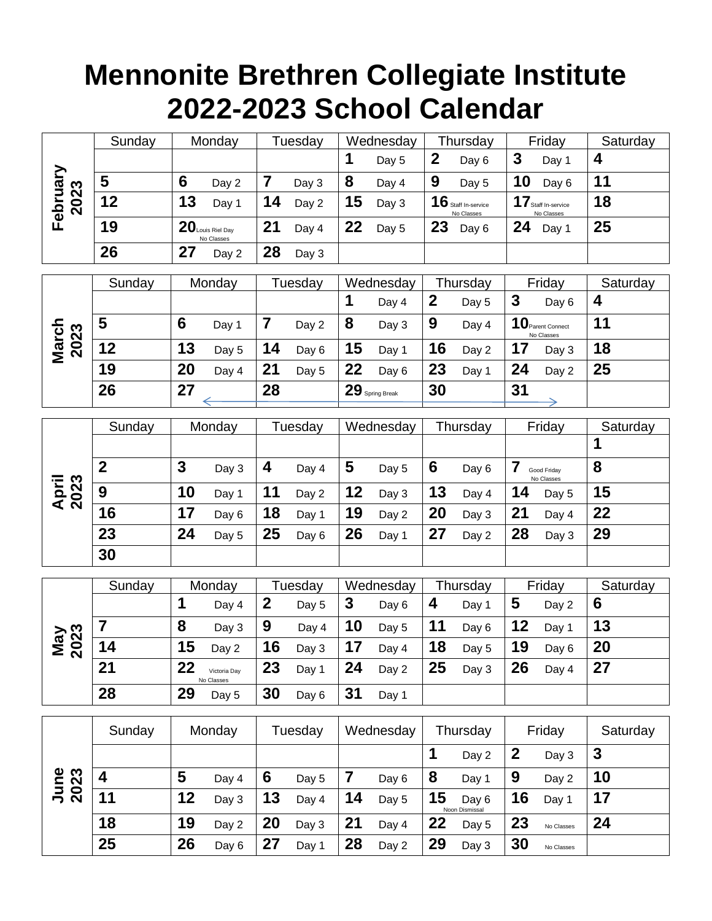# Mennonite Brethren Collegiate Institute 2022-2023 School Calendar

| February 2023 | Sunday | Monday | Tuesday | Wednesday | Thursday | Friday | Saturday |
|---|---|---|---|---|---|---|---|
| | | | | 1 Day 5 | 2 Day 6 | 3 Day 1 | 4 |
| | 5 | 6 Day 2 | 7 Day 3 | 8 Day 4 | 9 Day 5 | 10 Day 6 | 11 |
| | 12 | 13 Day 1 | 14 Day 2 | 15 Day 3 | 16 Staff In-service No Classes | 17 Staff In-service No Classes | 18 |
| | 19 | 20 Louis Riel Day No Classes | 21 Day 4 | 22 Day 5 | 23 Day 6 | 24 Day 1 | 25 |
| | 26 | 27 Day 2 | 28 Day 3 | | | | |

| March 2023 | Sunday | Monday | Tuesday | Wednesday | Thursday | Friday | Saturday |
|---|---|---|---|---|---|---|---|
| | | | | 1 Day 4 | 2 Day 5 | 3 Day 6 | 4 |
| | 5 | 6 Day 1 | 7 Day 2 | 8 Day 3 | 9 Day 4 | 10 Parent Connect No Classes | 11 |
| | 12 | 13 Day 5 | 14 Day 6 | 15 Day 1 | 16 Day 2 | 17 Day 3 | 18 |
| | 19 | 20 Day 4 | 21 Day 5 | 22 Day 6 | 23 Day 1 | 24 Day 2 | 25 |
| | 26 | 27 | 28 | 29 Spring Break | 30 | 31 | |

| April 2023 | Sunday | Monday | Tuesday | Wednesday | Thursday | Friday | Saturday |
|---|---|---|---|---|---|---|---|
| | | | | | | | 1 |
| | 2 | 3 Day 3 | 4 Day 4 | 5 Day 5 | 6 Day 6 | 7 Good Friday No Classes | 8 |
| | 9 | 10 Day 1 | 11 Day 2 | 12 Day 3 | 13 Day 4 | 14 Day 5 | 15 |
| | 16 | 17 Day 6 | 18 Day 1 | 19 Day 2 | 20 Day 3 | 21 Day 4 | 22 |
| | 23 | 24 Day 5 | 25 Day 6 | 26 Day 1 | 27 Day 2 | 28 Day 3 | 29 |
| | 30 | | | | | | |

| May 2023 | Sunday | Monday | Tuesday | Wednesday | Thursday | Friday | Saturday |
|---|---|---|---|---|---|---|---|
| | | 1 Day 4 | 2 Day 5 | 3 Day 6 | 4 Day 1 | 5 Day 2 | 6 |
| | 7 | 8 Day 3 | 9 Day 4 | 10 Day 5 | 11 Day 6 | 12 Day 1 | 13 |
| | 14 | 15 Day 2 | 16 Day 3 | 17 Day 4 | 18 Day 5 | 19 Day 6 | 20 |
| | 21 | 22 Victoria Day No Classes | 23 Day 1 | 24 Day 2 | 25 Day 3 | 26 Day 4 | 27 |
| | 28 | 29 Day 5 | 30 Day 6 | 31 Day 1 | | | |

| June 2023 | Sunday | Monday | Tuesday | Wednesday | Thursday | Friday | Saturday |
|---|---|---|---|---|---|---|---|
| | | | | | 1 Day 2 | 2 Day 3 | 3 |
| | 4 | 5 Day 4 | 6 Day 5 | 7 Day 6 | 8 Day 1 | 9 Day 2 | 10 |
| | 11 | 12 Day 3 | 13 Day 4 | 14 Day 5 | 15 Day 6 Noon Dismissal | 16 Day 1 | 17 |
| | 18 | 19 Day 2 | 20 Day 3 | 21 Day 4 | 22 Day 5 | 23 No Classes | 24 |
| | 25 | 26 Day 6 | 27 Day 1 | 28 Day 2 | 29 Day 3 | 30 No Classes | |